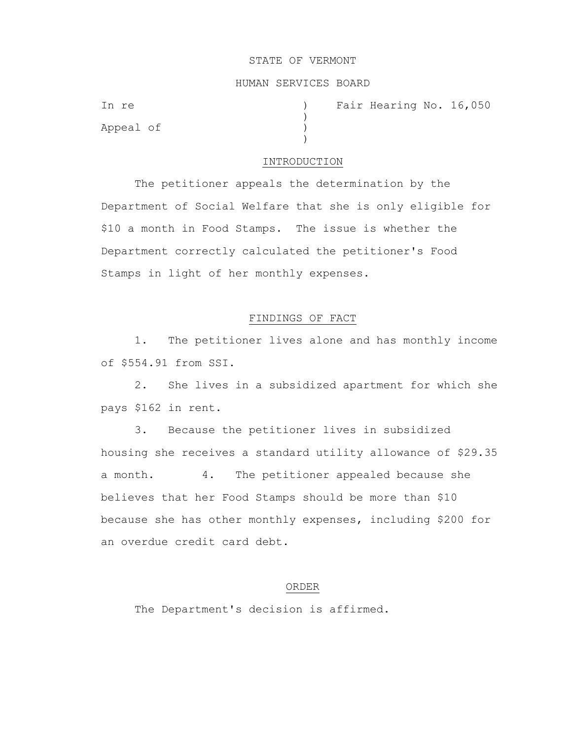STATE OF VERMONT

HUMAN SERVICES BOARD

| | | |
|---|---|---|
| In re | ) | Fair Hearing No. 16,050 |
| | ) | |
| Appeal of | ) | |
| | ) | |

## INTRODUCTION

The petitioner appeals the determination by the Department of Social Welfare that she is only eligible for $10 a month in Food Stamps. The issue is whether the Department correctly calculated the petitioner's Food Stamps in light of her monthly expenses.

## FINDINGS OF FACT

1. The petitioner lives alone and has monthly income of $554.91 from SSI.

2. She lives in a subsidized apartment for which she pays $162 in rent.

3. Because the petitioner lives in subsidized housing she receives a standard utility allowance of $29.35 a month.

4. The petitioner appealed because she believes that her Food Stamps should be more than $10 because she has other monthly expenses, including $200 for an overdue credit card debt.

## ORDER

The Department's decision is affirmed.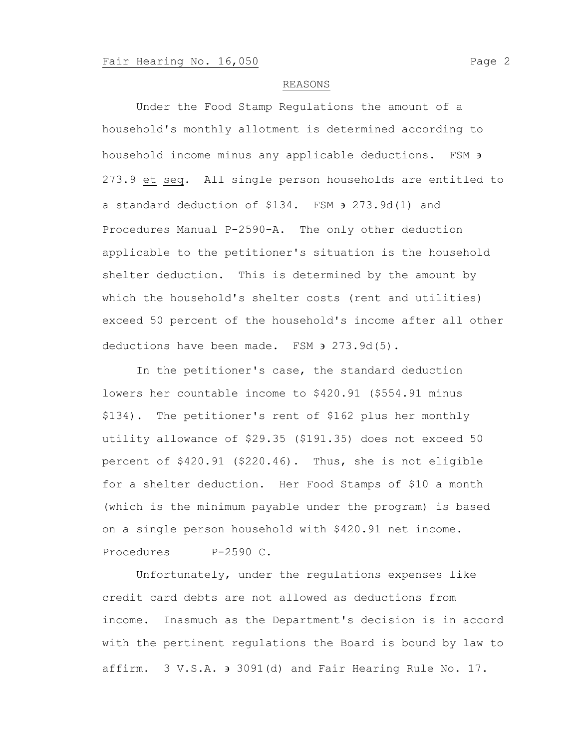## REASONS

Under the Food Stamp Regulations the amount of a household's monthly allotment is determined according to household income minus any applicable deductions. FSM ∋ 273.9 et seq. All single person households are entitled to a standard deduction of $134. FSM ∋ 273.9d(1) and Procedures Manual P-2590-A. The only other deduction applicable to the petitioner's situation is the household shelter deduction. This is determined by the amount by which the household's shelter costs (rent and utilities) exceed 50 percent of the household's income after all other deductions have been made. FSM ∋ 273.9d(5).

In the petitioner's case, the standard deduction lowers her countable income to $420.91 ($554.91 minus $134). The petitioner's rent of $162 plus her monthly utility allowance of $29.35 ($191.35) does not exceed 50 percent of $420.91 ($220.46). Thus, she is not eligible for a shelter deduction. Her Food Stamps of $10 a month (which is the minimum payable under the program) is based on a single person household with $420.91 net income. Procedures P-2590 C.

Unfortunately, under the regulations expenses like credit card debts are not allowed as deductions from income. Inasmuch as the Department's decision is in accord with the pertinent regulations the Board is bound by law to affirm. 3 V.S.A. ∋ 3091(d) and Fair Hearing Rule No. 17.